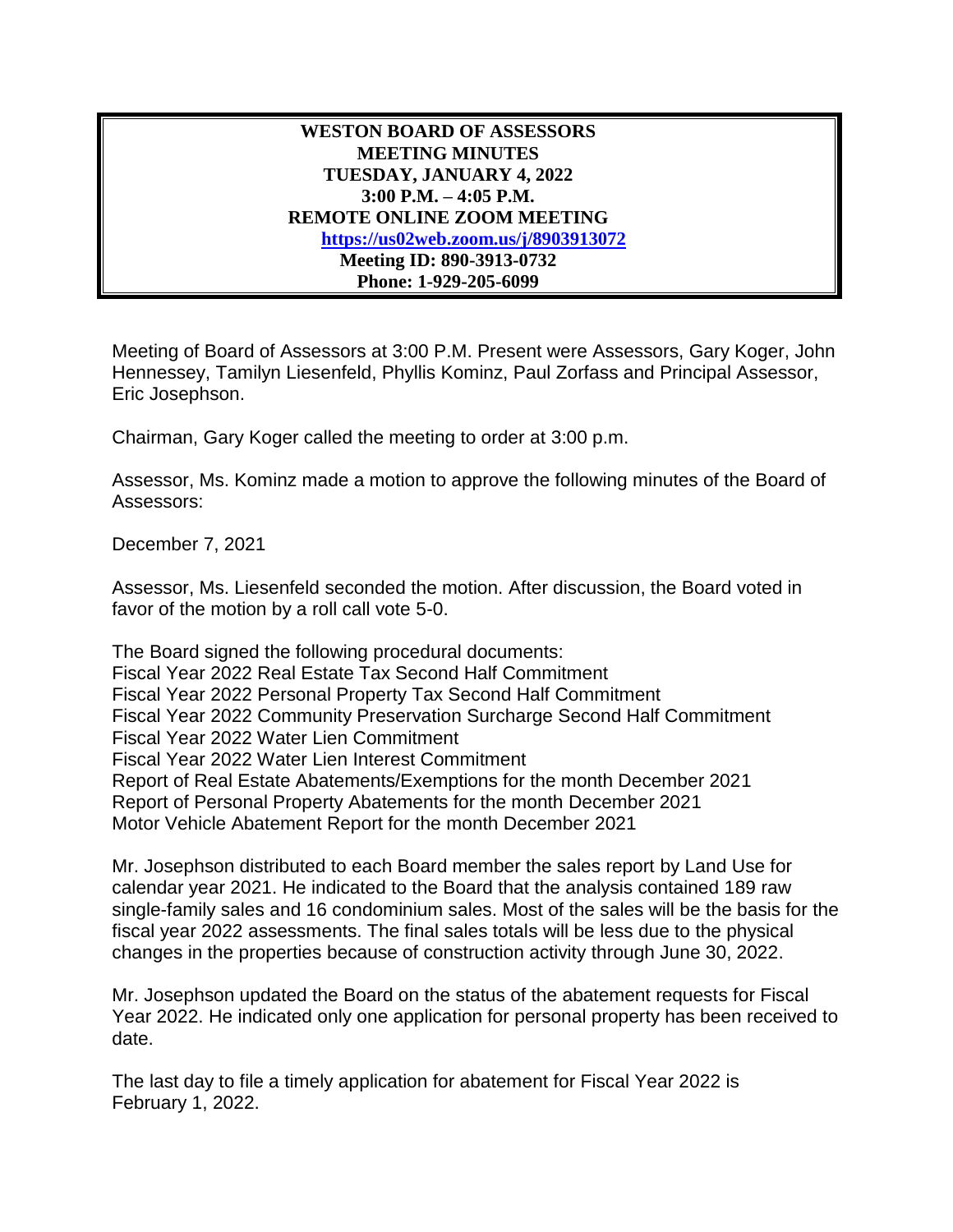**WESTON BOARD OF ASSESSORS**
**MEETING MINUTES**
**TUESDAY, JANUARY 4, 2022**
**3:00 P.M. – 4:05 P.M.**
**REMOTE ONLINE ZOOM MEETING**
**https://us02web.zoom.us/j/8903913072**
**Meeting ID: 890-3913-0732**
**Phone: 1-929-205-6099**

Meeting of Board of Assessors at 3:00 P.M. Present were Assessors, Gary Koger, John Hennessey, Tamilyn Liesenfeld, Phyllis Kominz, Paul Zorfass and Principal Assessor, Eric Josephson.

Chairman, Gary Koger called the meeting to order at 3:00 p.m.

Assessor, Ms. Kominz made a motion to approve the following minutes of the Board of Assessors:

December 7, 2021

Assessor, Ms. Liesenfeld seconded the motion. After discussion, the Board voted in favor of the motion by a roll call vote 5-0.

The Board signed the following procedural documents:
Fiscal Year 2022 Real Estate Tax Second Half Commitment
Fiscal Year 2022 Personal Property Tax Second Half Commitment
Fiscal Year 2022 Community Preservation Surcharge Second Half Commitment
Fiscal Year 2022 Water Lien Commitment
Fiscal Year 2022 Water Lien Interest Commitment
Report of Real Estate Abatements/Exemptions for the month December 2021
Report of Personal Property Abatements for the month December 2021
Motor Vehicle Abatement Report for the month December 2021

Mr. Josephson distributed to each Board member the sales report by Land Use for calendar year 2021. He indicated to the Board that the analysis contained 189 raw single-family sales and 16 condominium sales. Most of the sales will be the basis for the fiscal year 2022 assessments. The final sales totals will be less due to the physical changes in the properties because of construction activity through June 30, 2022.

Mr. Josephson updated the Board on the status of the abatement requests for Fiscal Year 2022. He indicated only one application for personal property has been received to date.

The last day to file a timely application for abatement for Fiscal Year 2022 is February 1, 2022.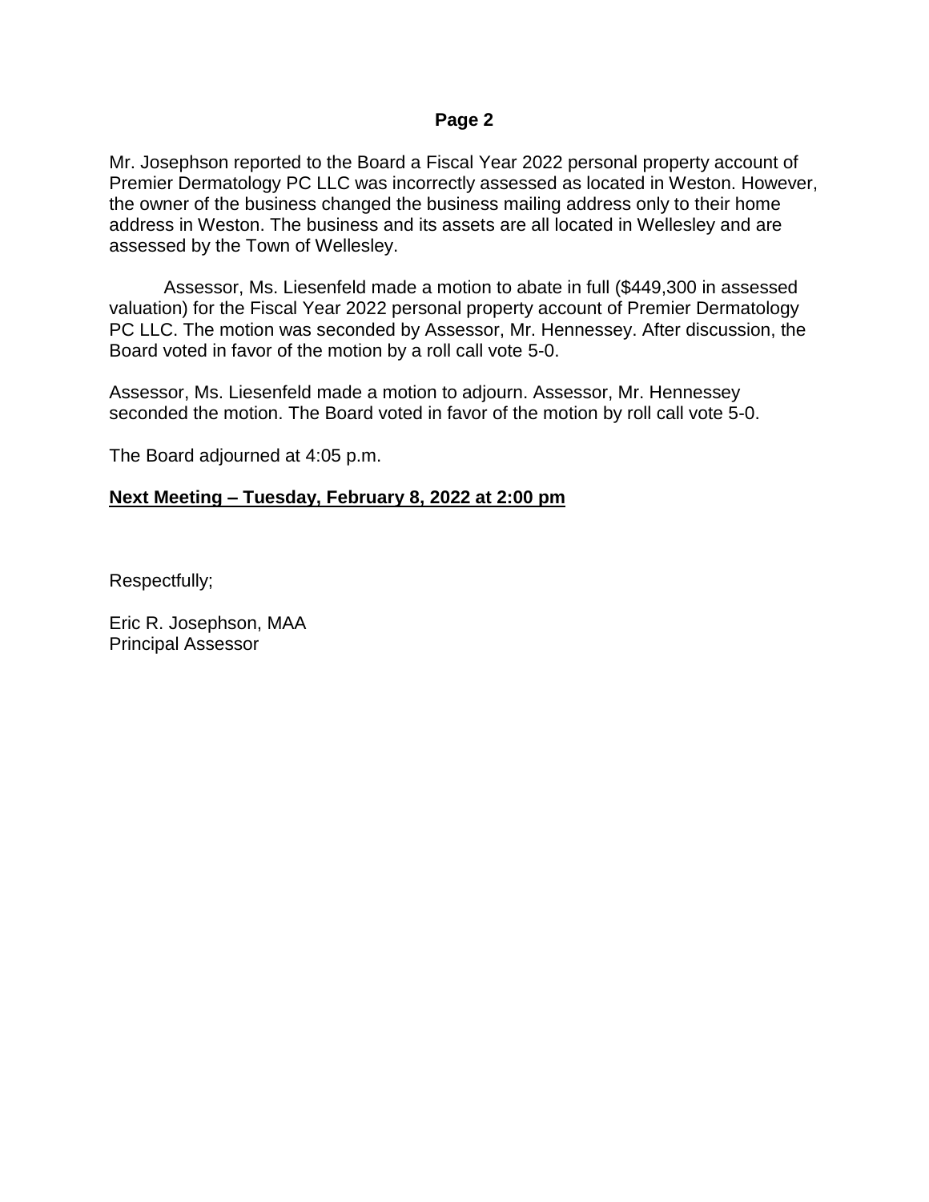Mr. Josephson reported to the Board a Fiscal Year 2022 personal property account of Premier Dermatology PC LLC was incorrectly assessed as located in Weston. However, the owner of the business changed the business mailing address only to their home address in Weston. The business and its assets are all located in Wellesley and are assessed by the Town of Wellesley.

Assessor, Ms. Liesenfeld made a motion to abate in full ($449,300 in assessed valuation) for the Fiscal Year 2022 personal property account of Premier Dermatology PC LLC. The motion was seconded by Assessor, Mr. Hennessey. After discussion, the Board voted in favor of the motion by a roll call vote 5-0.

Assessor, Ms. Liesenfeld made a motion to adjourn. Assessor, Mr. Hennessey seconded the motion. The Board voted in favor of the motion by roll call vote 5-0.

The Board adjourned at 4:05 p.m.

**Next Meeting – Tuesday, February 8, 2022 at 2:00 pm**

Respectfully;

Eric R. Josephson, MAA
Principal Assessor